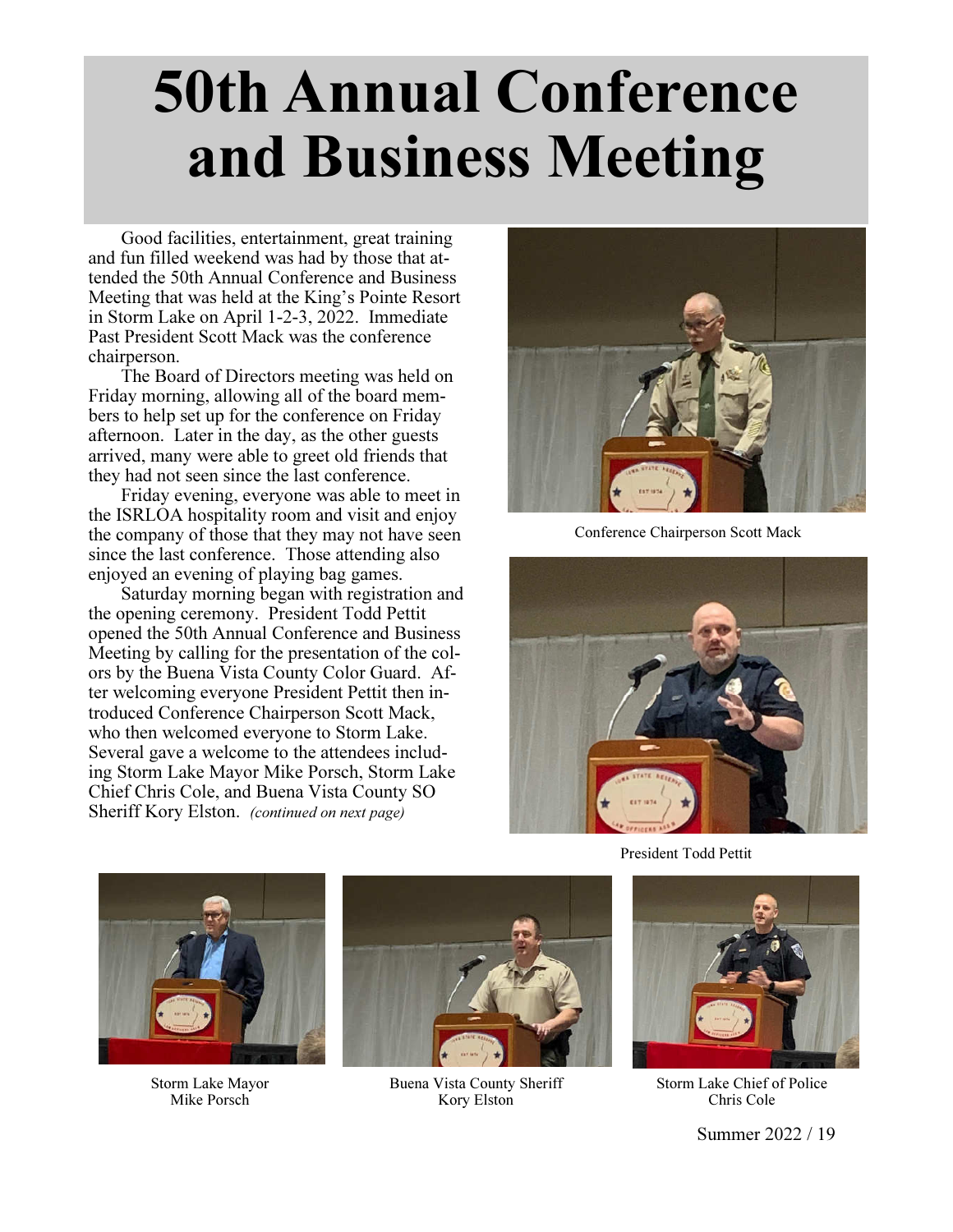# 50th Annual Conference and Business Meeting

Good facilities, entertainment, great training and fun filled weekend was had by those that attended the 50th Annual Conference and Business Meeting that was held at the King's Pointe Resort in Storm Lake on April 1-2-3, 2022. Immediate Past President Scott Mack was the conference chairperson.

The Board of Directors meeting was held on Friday morning, allowing all of the board members to help set up for the conference on Friday afternoon. Later in the day, as the other guests arrived, many were able to greet old friends that they had not seen since the last conference.

Friday evening, everyone was able to meet in the ISRLOA hospitality room and visit and enjoy the company of those that they may not have seen since the last conference. Those attending also enjoyed an evening of playing bag games.

Saturday morning began with registration and the opening ceremony. President Todd Pettit opened the 50th Annual Conference and Business Meeting by calling for the presentation of the colors by the Buena Vista County Color Guard. After welcoming everyone President Pettit then introduced Conference Chairperson Scott Mack, who then welcomed everyone to Storm Lake. Several gave a welcome to the attendees including Storm Lake Mayor Mike Porsch, Storm Lake Chief Chris Cole, and Buena Vista County SO Sheriff Kory Elston. *(continued on next page)*

Conference Chairperson Scott Mack

President Todd Pettit

Storm Lake Mayor Mike Porsch

Buena Vista County Sheriff Kory Elston

Storm Lake Chief of Police Chris Cole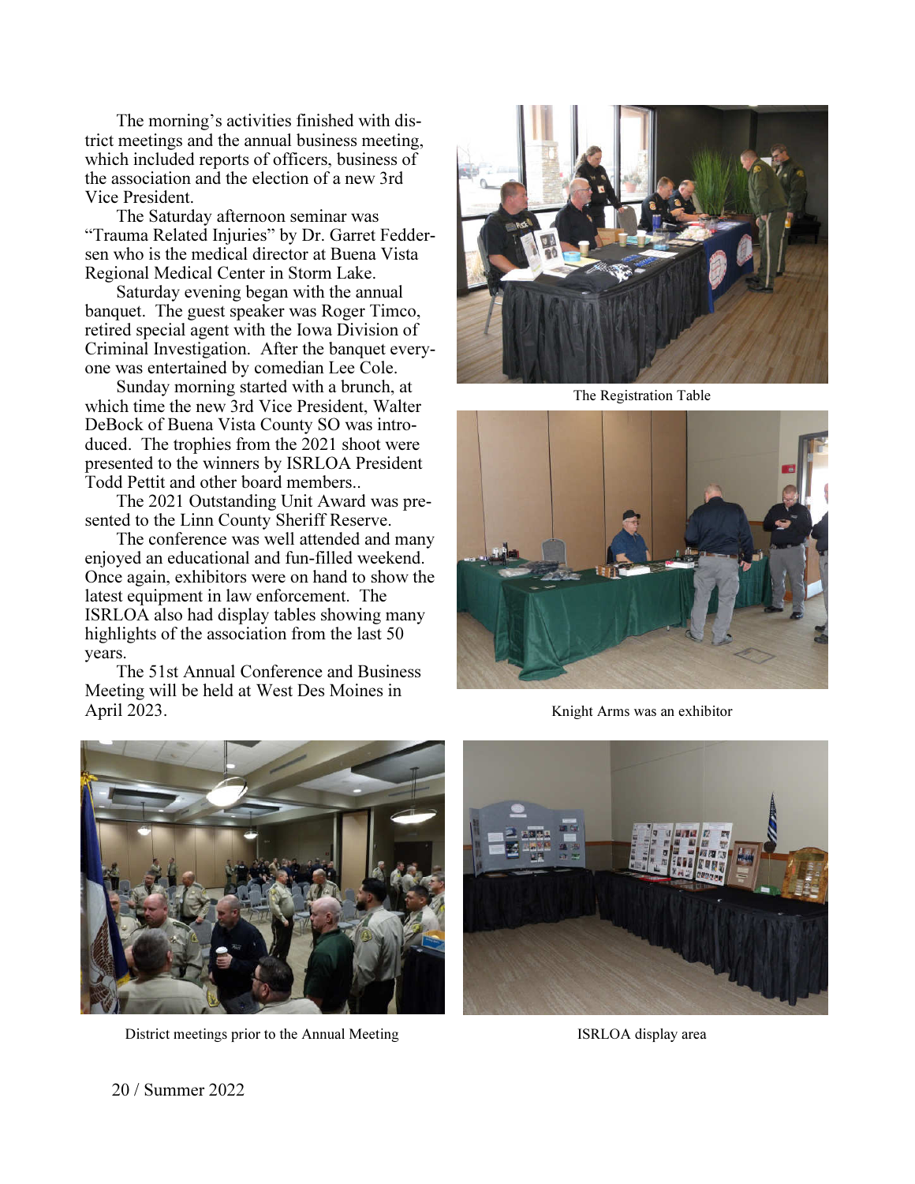The morning's activities finished with district meetings and the annual business meeting, which included reports of officers, business of the association and the election of a new 3rd Vice President.

The Saturday afternoon seminar was "Trauma Related Injuries" by Dr. Garret Feddersen who is the medical director at Buena Vista Regional Medical Center in Storm Lake.

Saturday evening began with the annual banquet. The guest speaker was Roger Timco, retired special agent with the Iowa Division of Criminal Investigation. After the banquet everyone was entertained by comedian Lee Cole.

Sunday morning started with a brunch, at which time the new 3rd Vice President, Walter DeBock of Buena Vista County SO was introduced. The trophies from the 2021 shoot were presented to the winners by ISRLOA President Todd Pettit and other board members..

The 2021 Outstanding Unit Award was presented to the Linn County Sheriff Reserve.

The conference was well attended and many enjoyed an educational and fun-filled weekend. Once again, exhibitors were on hand to show the latest equipment in law enforcement. The ISRLOA also had display tables showing many highlights of the association from the last 50 years.

The 51st Annual Conference and Business Meeting will be held at West Des Moines in April 2023.

The Registration Table

Knight Arms was an exhibitor

District meetings prior to the Annual Meeting

ISRLOA display area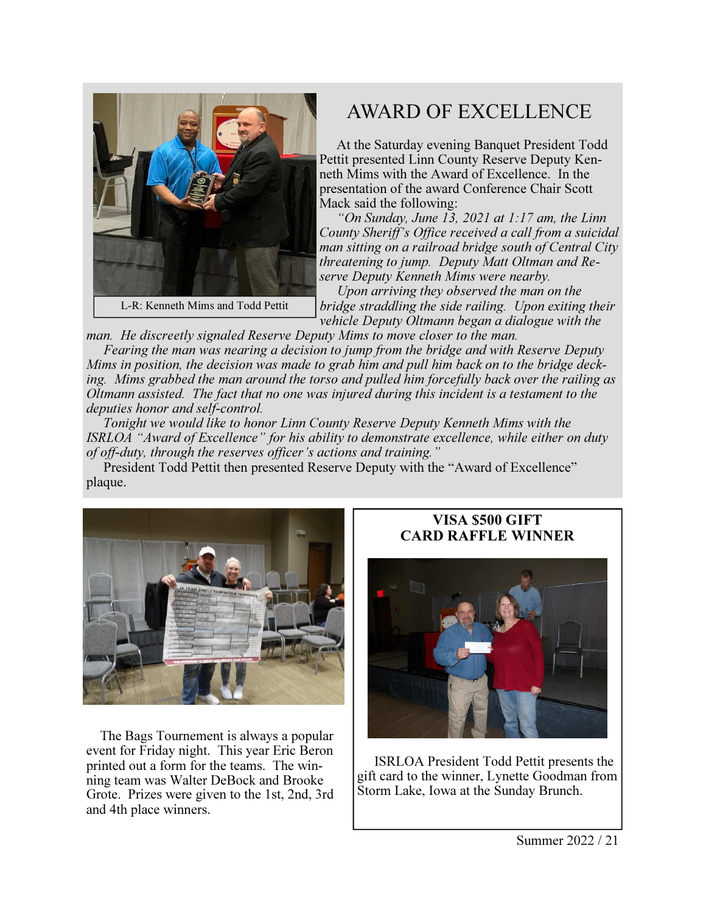## AWARD OF EXCELLENCE

L-R: Kenneth Mims and Todd Pettit

At the Saturday evening Banquet President Todd Pettit presented Linn County Reserve Deputy Kenneth Mims with the Award of Excellence. In the presentation of the award Conference Chair Scott Mack said the following:

*"On Sunday, June 13, 2021 at 1:17 am, the Linn County Sheriff's Office received a call from a suicidal man sitting on a railroad bridge south of Central City threatening to jump. Deputy Matt Oltman and Reserve Deputy Kenneth Mims were nearby.*

*Upon arriving they observed the man on the bridge straddling the side railing. Upon exiting their vehicle Deputy Oltmann began a dialogue with the man. He discreetly signaled Reserve Deputy Mims to move closer to the man.*

*Fearing the man was nearing a decision to jump from the bridge and with Reserve Deputy Mims in position, the decision was made to grab him and pull him back on to the bridge decking. Mims grabbed the man around the torso and pulled him forcefully back over the railing as Oltmann assisted. The fact that no one was injured during this incident is a testament to the deputies honor and self-control.*

*Tonight we would like to honor Linn County Reserve Deputy Kenneth Mims with the ISRLOA "Award of Excellence" for his ability to demonstrate excellence, while either on duty of off-duty, through the reserves officer's actions and training."*

President Todd Pettit then presented Reserve Deputy with the "Award of Excellence" plaque.

The Bags Tournement is always a popular event for Friday night. This year Eric Beron printed out a form for the teams. The winning team was Walter DeBock and Brooke Grote. Prizes were given to the 1st, 2nd, 3rd and 4th place winners.

**VISA $500 GIFT CARD RAFFLE WINNER**

ISRLOA President Todd Pettit presents the gift card to the winner, Lynette Goodman from Storm Lake, Iowa at the Sunday Brunch.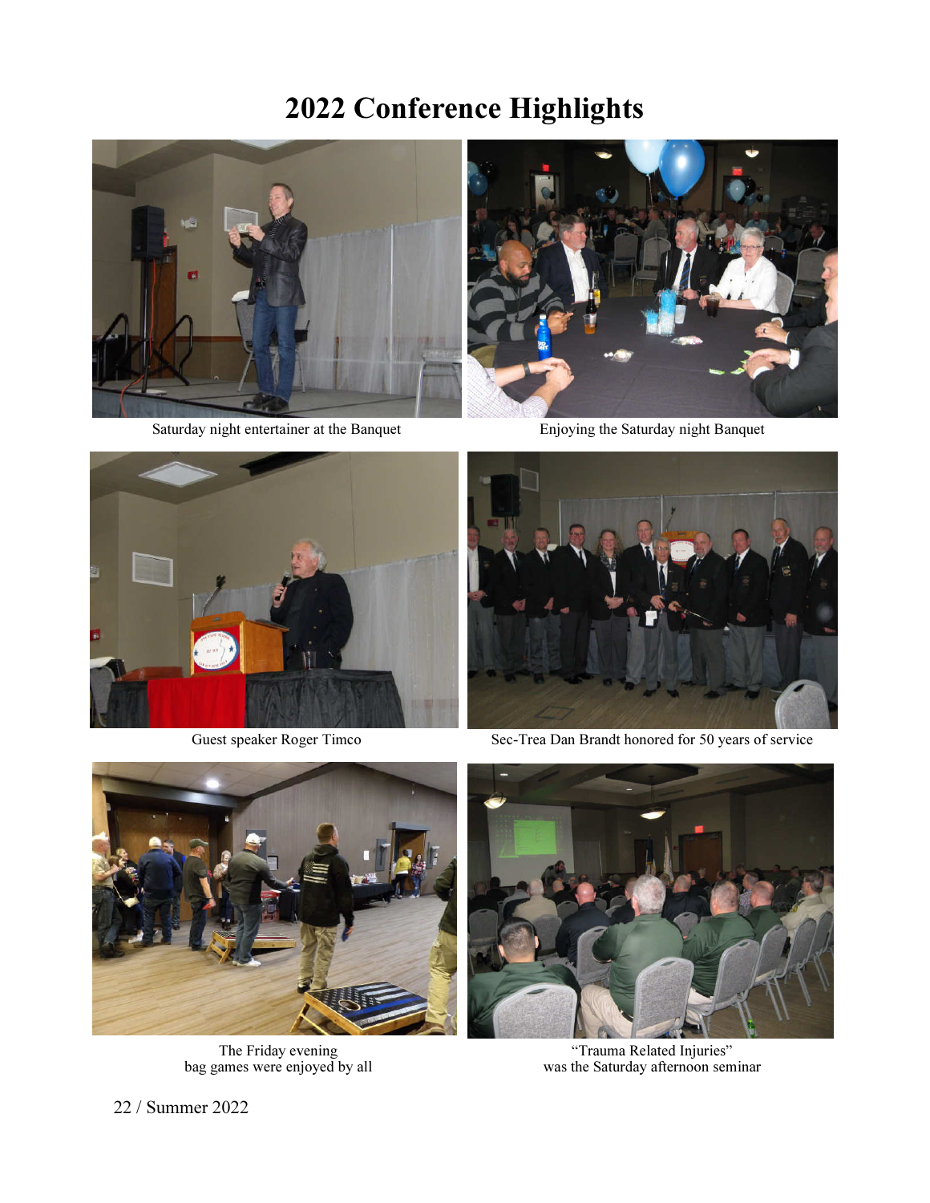# 2022 Conference Highlights

Saturday night entertainer at the Banquet

Enjoying the Saturday night Banquet

Guest speaker Roger Timco

Sec-Trea Dan Brandt honored for 50 years of service

The Friday evening
bag games were enjoyed by all

"Trauma Related Injuries"
was the Saturday afternoon seminar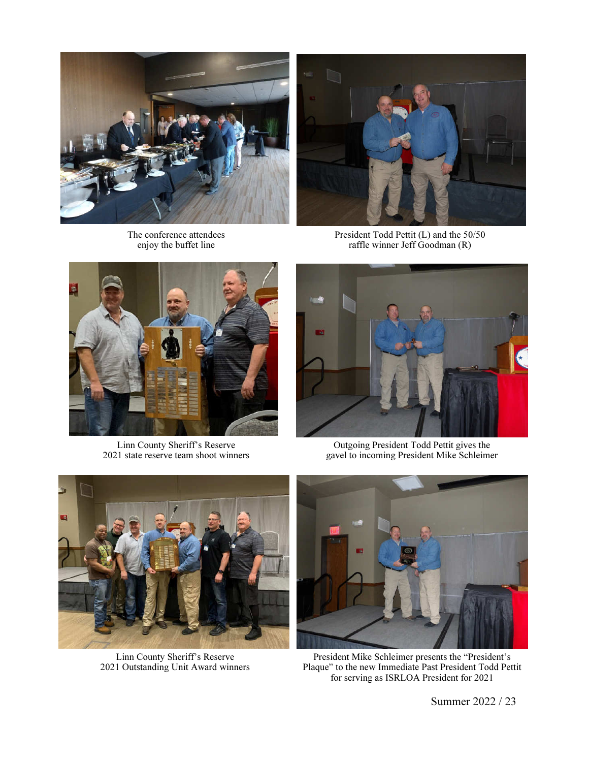The conference attendees enjoy the buffet line

President Todd Pettit (L) and the 50/50 raffle winner Jeff Goodman (R)

Linn County Sheriff's Reserve 2021 state reserve team shoot winners

Outgoing President Todd Pettit gives the gavel to incoming President Mike Schleimer

Linn County Sheriff's Reserve 2021 Outstanding Unit Award winners

President Mike Schleimer presents the "President's Plaque" to the new Immediate Past President Todd Pettit for serving as ISRLOA President for 2021